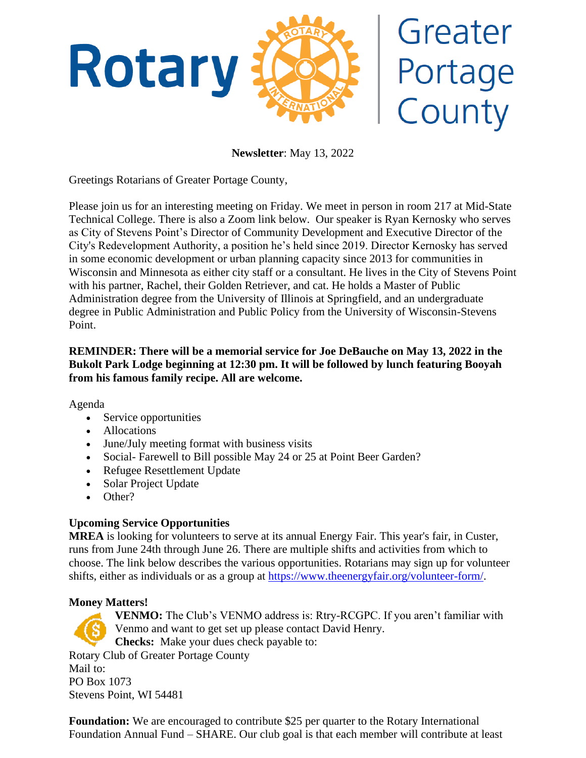# Rotary Greater Portage County

**Newsletter**: May 13, 2022

Greetings Rotarians of Greater Portage County,

Please join us for an interesting meeting on Friday. We meet in person in room 217 at Mid-State Technical College. There is also a Zoom link below. Our speaker is Ryan Kernosky who serves as City of Stevens Point's Director of Community Development and Executive Director of the City's Redevelopment Authority, a position he's held since 2019. Director Kernosky has served in some economic development or urban planning capacity since 2013 for communities in Wisconsin and Minnesota as either city staff or a consultant. He lives in the City of Stevens Point with his partner, Rachel, their Golden Retriever, and cat. He holds a Master of Public Administration degree from the University of Illinois at Springfield, and an undergraduate degree in Public Administration and Public Policy from the University of Wisconsin-Stevens Point.

**REMINDER: There will be a memorial service for Joe DeBauche on May 13, 2022 in the Bukolt Park Lodge beginning at 12:30 pm. It will be followed by lunch featuring Booyah from his famous family recipe. All are welcome.**

Agenda

- Service opportunities
- Allocations
- June/July meeting format with business visits
- Social- Farewell to Bill possible May 24 or 25 at Point Beer Garden?
- Refugee Resettlement Update
- Solar Project Update
- Other?

**Upcoming Service Opportunities**

**MREA** is looking for volunteers to serve at its annual Energy Fair. This year's fair, in Custer, runs from June 24th through June 26. There are multiple shifts and activities from which to choose. The link below describes the various opportunities. Rotarians may sign up for volunteer shifts, either as individuals or as a group at https://www.theenergyfair.org/volunteer-form/.

**Money Matters!**

**VENMO:** The Club's VENMO address is: Rtry-RCGPC. If you aren't familiar with Venmo and want to get set up please contact David Henry.

**Checks:** Make your dues check payable to:

Rotary Club of Greater Portage County
Mail to:
PO Box 1073
Stevens Point, WI 54481

**Foundation:** We are encouraged to contribute $25 per quarter to the Rotary International Foundation Annual Fund – SHARE. Our club goal is that each member will contribute at least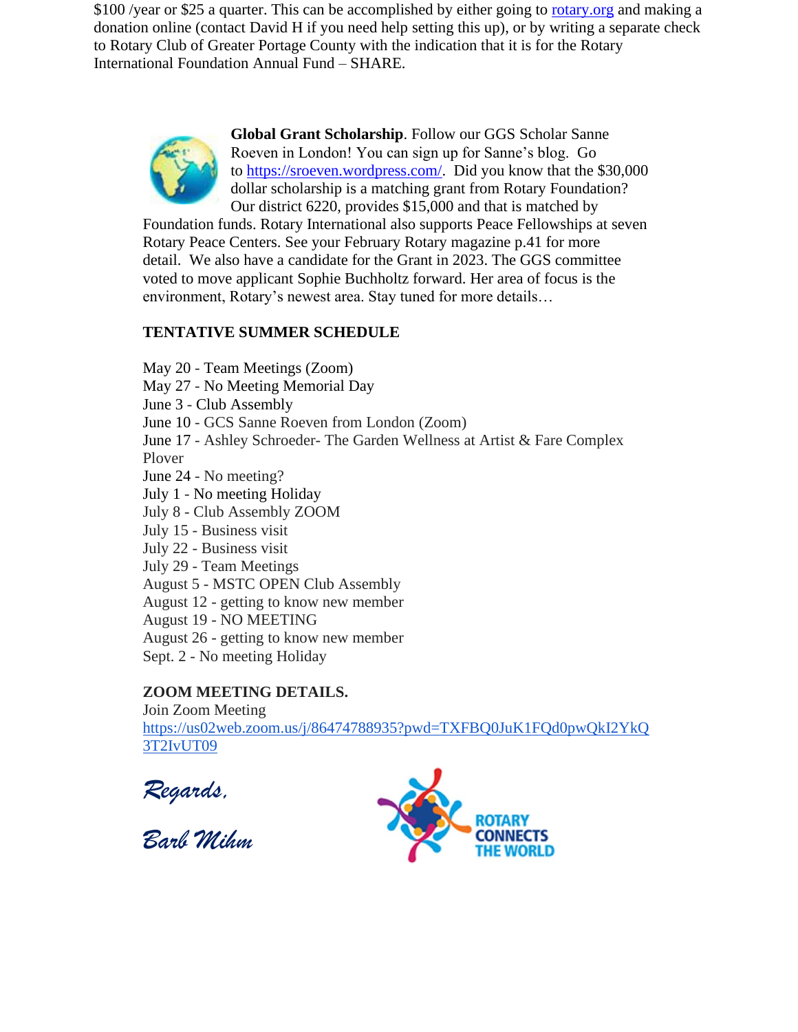$100 /year or $25 a quarter. This can be accomplished by either going to rotary.org and making a donation online (contact David H if you need help setting this up), or by writing a separate check to Rotary Club of Greater Portage County with the indication that it is for the Rotary International Foundation Annual Fund – SHARE.

**Global Grant Scholarship**. Follow our GGS Scholar Sanne Roeven in London! You can sign up for Sanne's blog. Go to https://sroeven.wordpress.com/. Did you know that the $30,000 dollar scholarship is a matching grant from Rotary Foundation? Our district 6220, provides $15,000 and that is matched by Foundation funds. Rotary International also supports Peace Fellowships at seven Rotary Peace Centers. See your February Rotary magazine p.41 for more detail. We also have a candidate for the Grant in 2023. The GGS committee voted to move applicant Sophie Buchholtz forward. Her area of focus is the environment, Rotary's newest area. Stay tuned for more details…

**TENTATIVE SUMMER SCHEDULE**

May 20 - Team Meetings (Zoom)
May 27 - No Meeting Memorial Day
June 3 - Club Assembly
June 10 - GCS Sanne Roeven from London (Zoom)
June 17 - Ashley Schroeder- The Garden Wellness at Artist & Fare Complex Plover
June 24 - No meeting?
July 1 - No meeting Holiday
July 8 - Club Assembly ZOOM
July 15 - Business visit
July 22 - Business visit
July 29 - Team Meetings
August 5 - MSTC OPEN Club Assembly
August 12 - getting to know new member
August 19 - NO MEETING
August 26 - getting to know new member
Sept. 2 - No meeting Holiday

**ZOOM MEETING DETAILS.**
Join Zoom Meeting
https://us02web.zoom.us/j/86474788935?pwd=TXFBQ0JuK1FQd0pwQkI2YkQ3T2IvUT09

*Regards,*

*Barb Mihm*

ROTARY CONNECTS THE WORLD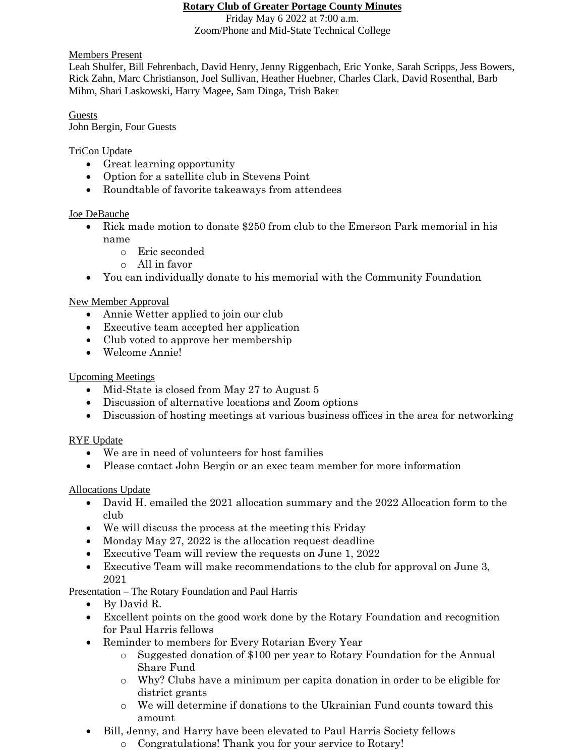# Rotary Club of Greater Portage County Minutes

Friday May 6 2022 at 7:00 a.m.
Zoom/Phone and Mid-State Technical College

Members Present

Leah Shulfer, Bill Fehrenbach, David Henry, Jenny Riggenbach, Eric Yonke, Sarah Scripps, Jess Bowers, Rick Zahn, Marc Christianson, Joel Sullivan, Heather Huebner, Charles Clark, David Rosenthal, Barb Mihm, Shari Laskowski, Harry Magee, Sam Dinga, Trish Baker

Guests

John Bergin, Four Guests

TriCon Update

- Great learning opportunity
- Option for a satellite club in Stevens Point
- Roundtable of favorite takeaways from attendees

Joe DeBauche

- Rick made motion to donate $250 from club to the Emerson Park memorial in his name
  - Eric seconded
  - All in favor
- You can individually donate to his memorial with the Community Foundation

New Member Approval

- Annie Wetter applied to join our club
- Executive team accepted her application
- Club voted to approve her membership
- Welcome Annie!

Upcoming Meetings

- Mid-State is closed from May 27 to August 5
- Discussion of alternative locations and Zoom options
- Discussion of hosting meetings at various business offices in the area for networking

RYE Update

- We are in need of volunteers for host families
- Please contact John Bergin or an exec team member for more information

Allocations Update

- David H. emailed the 2021 allocation summary and the 2022 Allocation form to the club
- We will discuss the process at the meeting this Friday
- Monday May 27, 2022 is the allocation request deadline
- Executive Team will review the requests on June 1, 2022
- Executive Team will make recommendations to the club for approval on June 3, 2021

Presentation – The Rotary Foundation and Paul Harris

- By David R.
- Excellent points on the good work done by the Rotary Foundation and recognition for Paul Harris fellows
- Reminder to members for Every Rotarian Every Year
  - Suggested donation of $100 per year to Rotary Foundation for the Annual Share Fund
  - Why? Clubs have a minimum per capita donation in order to be eligible for district grants
  - We will determine if donations to the Ukrainian Fund counts toward this amount
- Bill, Jenny, and Harry have been elevated to Paul Harris Society fellows
  - Congratulations! Thank you for your service to Rotary!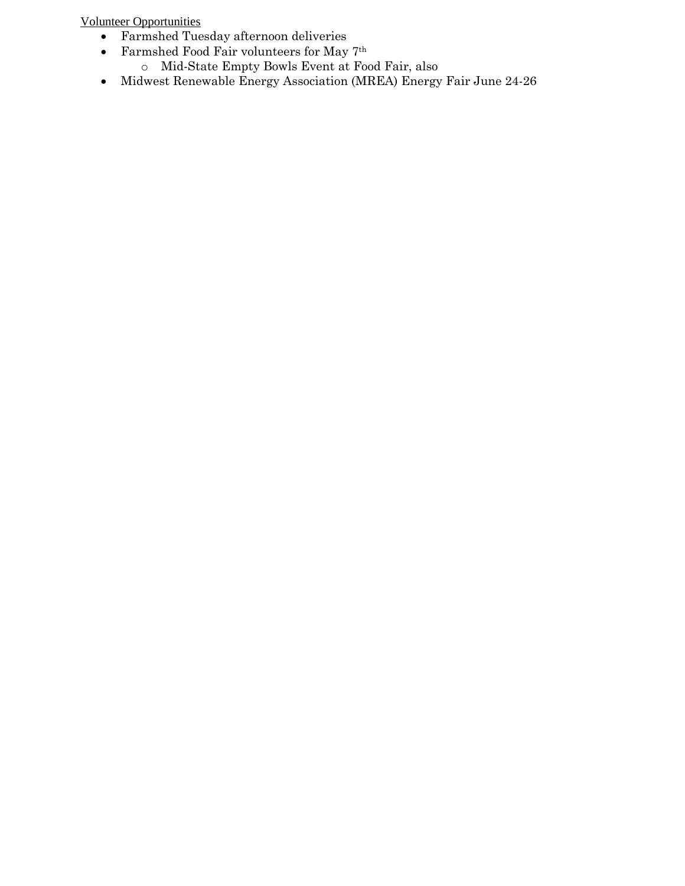<u>Volunteer Opportunities</u>

- Farmshed Tuesday afternoon deliveries
- Farmshed Food Fair volunteers for May 7th
    - Mid-State Empty Bowls Event at Food Fair, also
- Midwest Renewable Energy Association (MREA) Energy Fair June 24-26